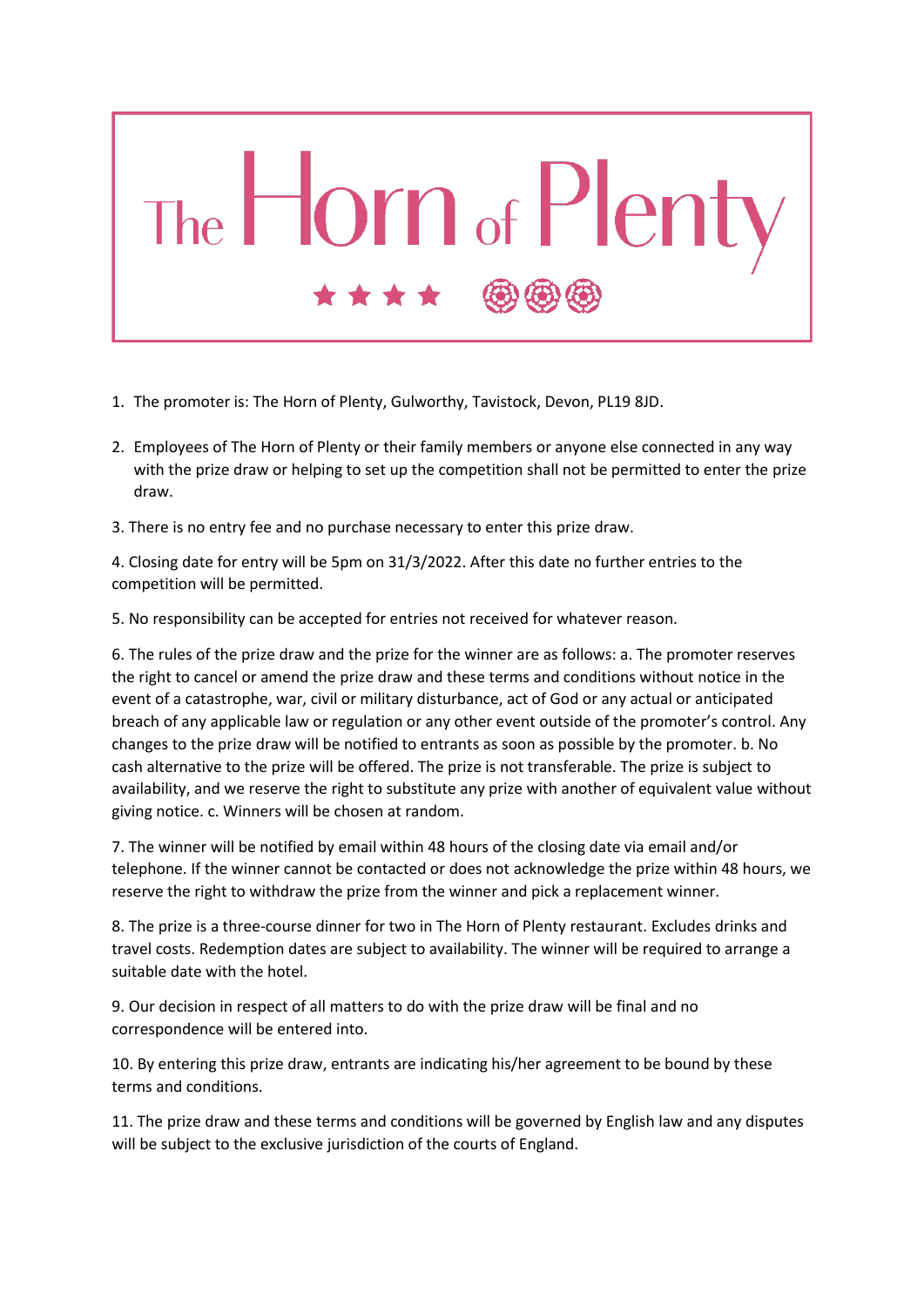# The Horn of Plenty

★ ★ ★ ★

1. The promoter is: The Horn of Plenty, Gulworthy, Tavistock, Devon, PL19 8JD.

2. Employees of The Horn of Plenty or their family members or anyone else connected in any way with the prize draw or helping to set up the competition shall not be permitted to enter the prize draw.

3. There is no entry fee and no purchase necessary to enter this prize draw.

4. Closing date for entry will be 5pm on 31/3/2022. After this date no further entries to the competition will be permitted.

5. No responsibility can be accepted for entries not received for whatever reason.

6. The rules of the prize draw and the prize for the winner are as follows: a. The promoter reserves the right to cancel or amend the prize draw and these terms and conditions without notice in the event of a catastrophe, war, civil or military disturbance, act of God or any actual or anticipated breach of any applicable law or regulation or any other event outside of the promoter's control. Any changes to the prize draw will be notified to entrants as soon as possible by the promoter. b. No cash alternative to the prize will be offered. The prize is not transferable. The prize is subject to availability, and we reserve the right to substitute any prize with another of equivalent value without giving notice. c. Winners will be chosen at random.

7. The winner will be notified by email within 48 hours of the closing date via email and/or telephone. If the winner cannot be contacted or does not acknowledge the prize within 48 hours, we reserve the right to withdraw the prize from the winner and pick a replacement winner.

8. The prize is a three-course dinner for two in The Horn of Plenty restaurant. Excludes drinks and travel costs. Redemption dates are subject to availability. The winner will be required to arrange a suitable date with the hotel.

9. Our decision in respect of all matters to do with the prize draw will be final and no correspondence will be entered into.

10. By entering this prize draw, entrants are indicating his/her agreement to be bound by these terms and conditions.

11. The prize draw and these terms and conditions will be governed by English law and any disputes will be subject to the exclusive jurisdiction of the courts of England.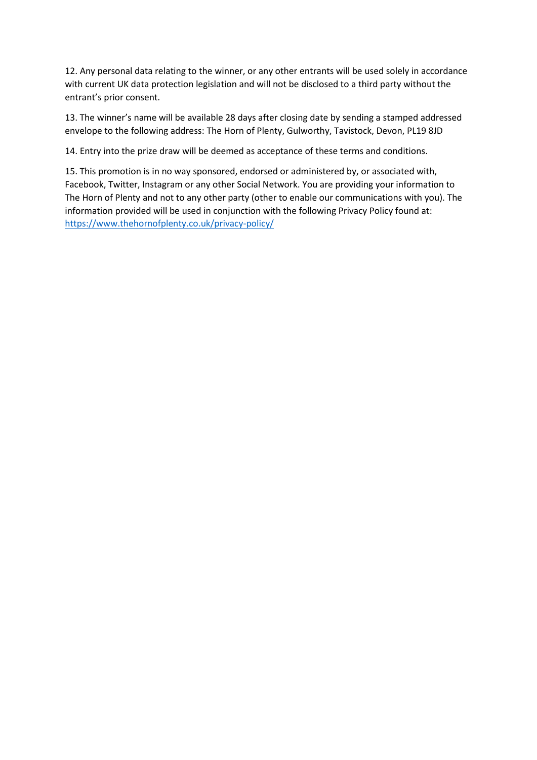12. Any personal data relating to the winner, or any other entrants will be used solely in accordance with current UK data protection legislation and will not be disclosed to a third party without the entrant's prior consent.

13. The winner's name will be available 28 days after closing date by sending a stamped addressed envelope to the following address: The Horn of Plenty, Gulworthy, Tavistock, Devon, PL19 8JD

14. Entry into the prize draw will be deemed as acceptance of these terms and conditions.

15. This promotion is in no way sponsored, endorsed or administered by, or associated with, Facebook, Twitter, Instagram or any other Social Network. You are providing your information to The Horn of Plenty and not to any other party (other to enable our communications with you). The information provided will be used in conjunction with the following Privacy Policy found at: https://www.thehornofplenty.co.uk/privacy-policy/